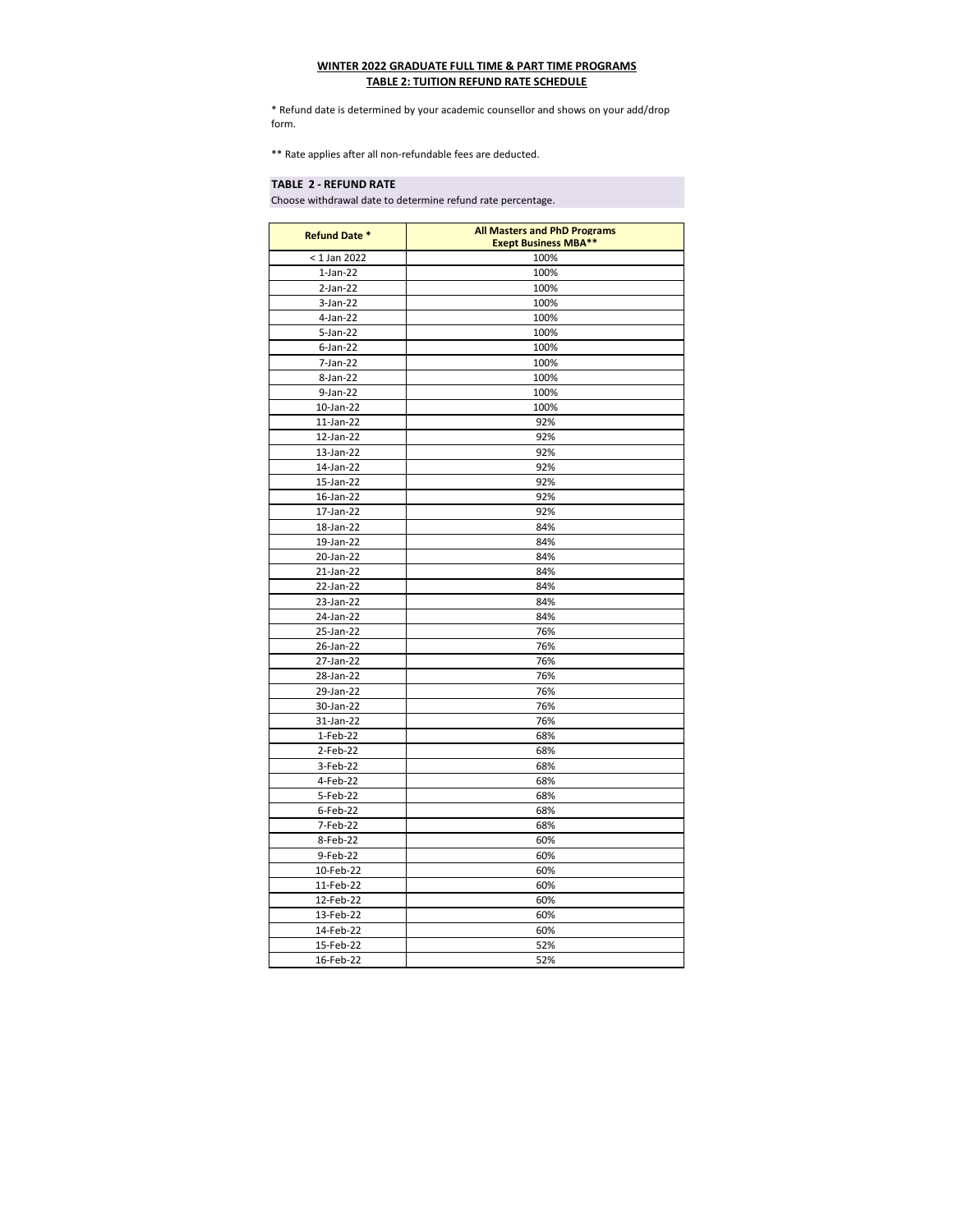**WINTER 2022 GRADUATE FULL TIME & PART TIME PROGRAMS**
**TABLE 2: TUITION REFUND RATE SCHEDULE**

* Refund date is determined by your academic counsellor and shows on your add/drop form.

** Rate applies after all non-refundable fees are deducted.

**TABLE 2 - REFUND RATE**

Choose withdrawal date to determine refund rate percentage.

| Refund Date * | All Masters and PhD Programs Exept Business MBA** |
|---|---|
| < 1 Jan 2022 | 100% |
| 1-Jan-22 | 100% |
| 2-Jan-22 | 100% |
| 3-Jan-22 | 100% |
| 4-Jan-22 | 100% |
| 5-Jan-22 | 100% |
| 6-Jan-22 | 100% |
| 7-Jan-22 | 100% |
| 8-Jan-22 | 100% |
| 9-Jan-22 | 100% |
| 10-Jan-22 | 100% |
| 11-Jan-22 | 92% |
| 12-Jan-22 | 92% |
| 13-Jan-22 | 92% |
| 14-Jan-22 | 92% |
| 15-Jan-22 | 92% |
| 16-Jan-22 | 92% |
| 17-Jan-22 | 92% |
| 18-Jan-22 | 84% |
| 19-Jan-22 | 84% |
| 20-Jan-22 | 84% |
| 21-Jan-22 | 84% |
| 22-Jan-22 | 84% |
| 23-Jan-22 | 84% |
| 24-Jan-22 | 84% |
| 25-Jan-22 | 76% |
| 26-Jan-22 | 76% |
| 27-Jan-22 | 76% |
| 28-Jan-22 | 76% |
| 29-Jan-22 | 76% |
| 30-Jan-22 | 76% |
| 31-Jan-22 | 76% |
| 1-Feb-22 | 68% |
| 2-Feb-22 | 68% |
| 3-Feb-22 | 68% |
| 4-Feb-22 | 68% |
| 5-Feb-22 | 68% |
| 6-Feb-22 | 68% |
| 7-Feb-22 | 68% |
| 8-Feb-22 | 60% |
| 9-Feb-22 | 60% |
| 10-Feb-22 | 60% |
| 11-Feb-22 | 60% |
| 12-Feb-22 | 60% |
| 13-Feb-22 | 60% |
| 14-Feb-22 | 60% |
| 15-Feb-22 | 52% |
| 16-Feb-22 | 52% |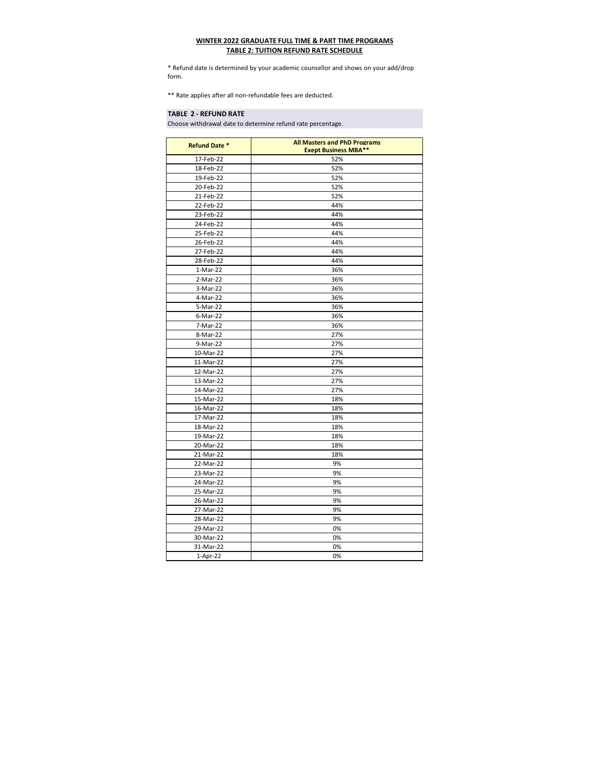**WINTER 2022 GRADUATE FULL TIME & PART TIME PROGRAMS**
**TABLE 2: TUITION REFUND RATE SCHEDULE**

* Refund date is determined by your academic counsellor and shows on your add/drop form.

** Rate applies after all non-refundable fees are deducted.

**TABLE 2 - REFUND RATE**
Choose withdrawal date to determine refund rate percentage.

| Refund Date * | All Masters and PhD Programs Exept Business MBA** |
|---|---|
| 17-Feb-22 | 52% |
| 18-Feb-22 | 52% |
| 19-Feb-22 | 52% |
| 20-Feb-22 | 52% |
| 21-Feb-22 | 52% |
| 22-Feb-22 | 44% |
| 23-Feb-22 | 44% |
| 24-Feb-22 | 44% |
| 25-Feb-22 | 44% |
| 26-Feb-22 | 44% |
| 27-Feb-22 | 44% |
| 28-Feb-22 | 44% |
| 1-Mar-22 | 36% |
| 2-Mar-22 | 36% |
| 3-Mar-22 | 36% |
| 4-Mar-22 | 36% |
| 5-Mar-22 | 36% |
| 6-Mar-22 | 36% |
| 7-Mar-22 | 36% |
| 8-Mar-22 | 27% |
| 9-Mar-22 | 27% |
| 10-Mar-22 | 27% |
| 11-Mar-22 | 27% |
| 12-Mar-22 | 27% |
| 13-Mar-22 | 27% |
| 14-Mar-22 | 27% |
| 15-Mar-22 | 18% |
| 16-Mar-22 | 18% |
| 17-Mar-22 | 18% |
| 18-Mar-22 | 18% |
| 19-Mar-22 | 18% |
| 20-Mar-22 | 18% |
| 21-Mar-22 | 18% |
| 22-Mar-22 | 9% |
| 23-Mar-22 | 9% |
| 24-Mar-22 | 9% |
| 25-Mar-22 | 9% |
| 26-Mar-22 | 9% |
| 27-Mar-22 | 9% |
| 28-Mar-22 | 9% |
| 29-Mar-22 | 0% |
| 30-Mar-22 | 0% |
| 31-Mar-22 | 0% |
| 1-Apr-22 | 0% |